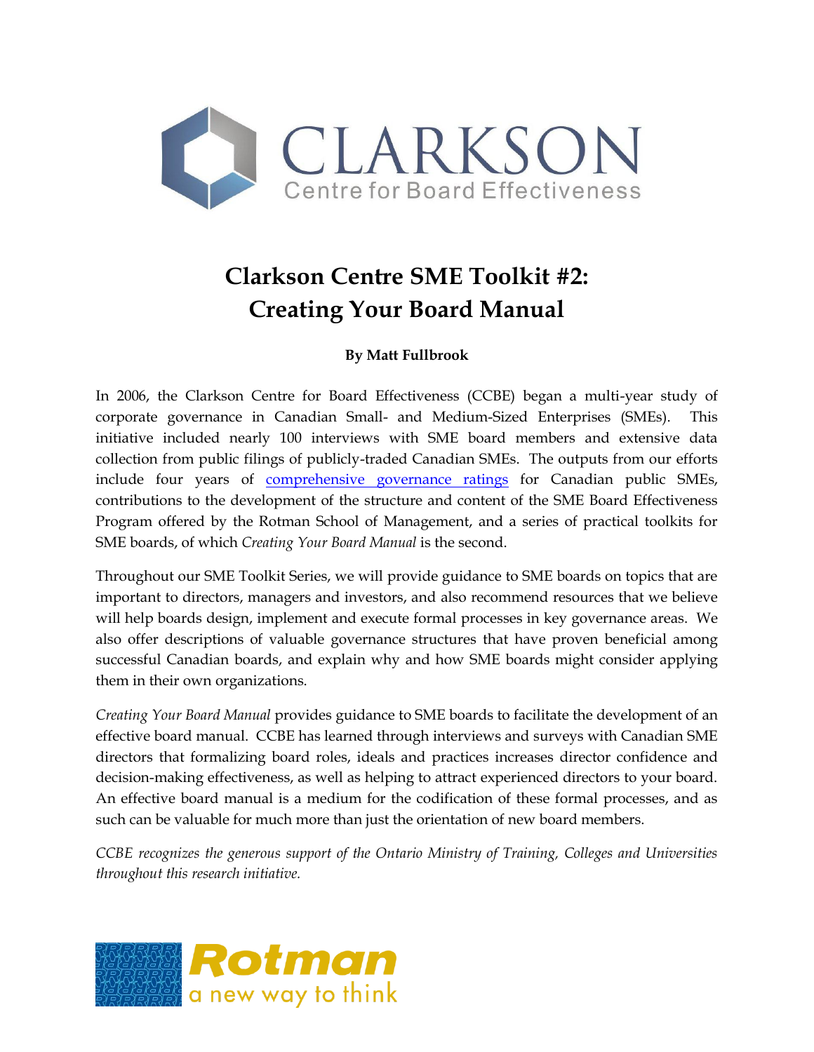# Clarkson Centre SME Toolkit #2: Creating Your Board Manual

**By Matt Fullbrook**

In 2006, the Clarkson Centre for Board Effectiveness (CCBE) began a multi-year study of corporate governance in Canadian Small- and Medium-Sized Enterprises (SMEs). This initiative included nearly 100 interviews with SME board members and extensive data collection from public filings of publicly-traded Canadian SMEs. The outputs from our efforts include four years of comprehensive governance ratings for Canadian public SMEs, contributions to the development of the structure and content of the SME Board Effectiveness Program offered by the Rotman School of Management, and a series of practical toolkits for SME boards, of which *Creating Your Board Manual* is the second.

Throughout our SME Toolkit Series, we will provide guidance to SME boards on topics that are important to directors, managers and investors, and also recommend resources that we believe will help boards design, implement and execute formal processes in key governance areas. We also offer descriptions of valuable governance structures that have proven beneficial among successful Canadian boards, and explain why and how SME boards might consider applying them in their own organizations.

*Creating Your Board Manual* provides guidance to SME boards to facilitate the development of an effective board manual. CCBE has learned through interviews and surveys with Canadian SME directors that formalizing board roles, ideals and practices increases director confidence and decision-making effectiveness, as well as helping to attract experienced directors to your board. An effective board manual is a medium for the codification of these formal processes, and as such can be valuable for much more than just the orientation of new board members.

*CCBE recognizes the generous support of the Ontario Ministry of Training, Colleges and Universities throughout this research initiative.*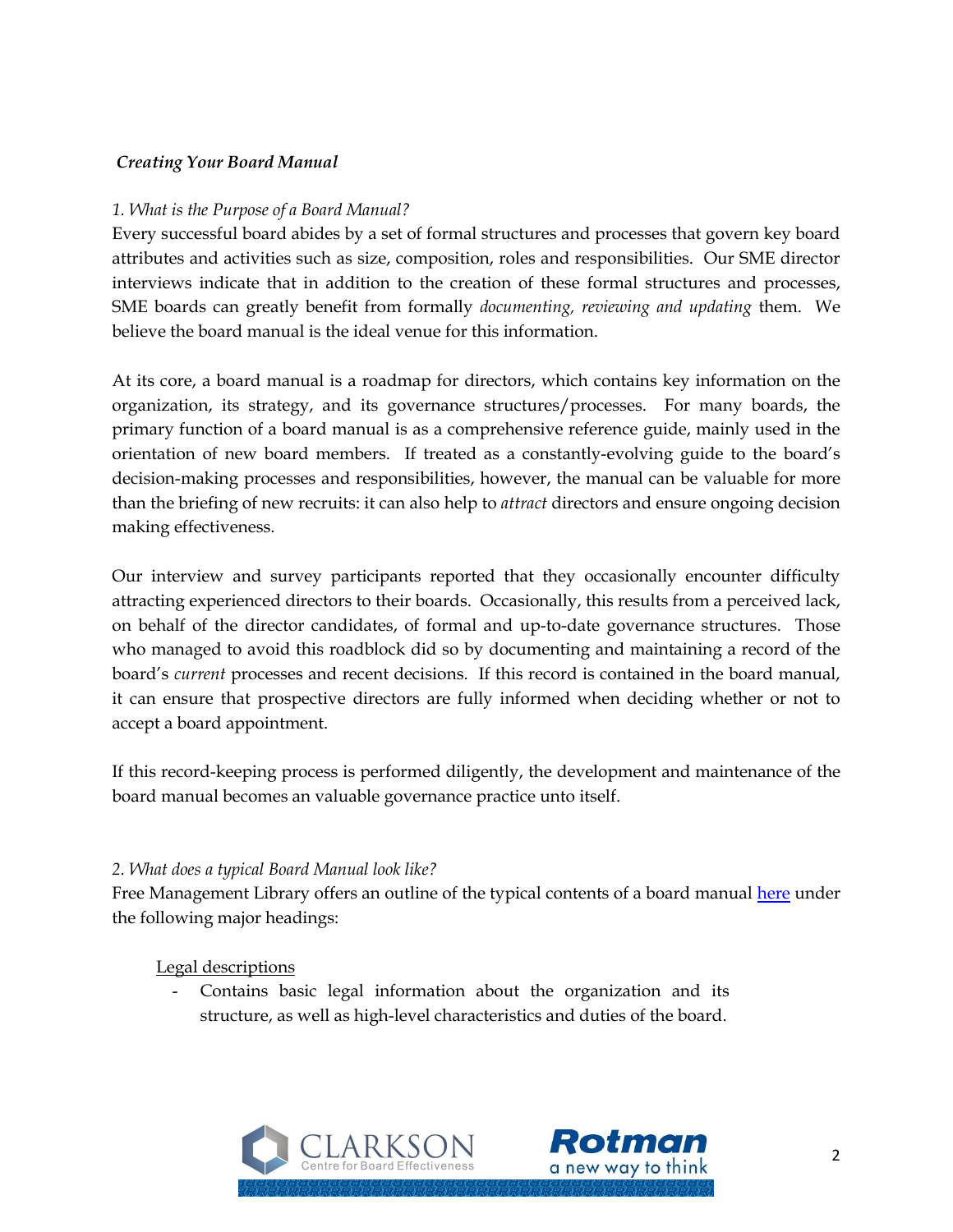***Creating Your Board Manual***

*1. What is the Purpose of a Board Manual?*

Every successful board abides by a set of formal structures and processes that govern key board attributes and activities such as size, composition, roles and responsibilities. Our SME director interviews indicate that in addition to the creation of these formal structures and processes, SME boards can greatly benefit from formally *documenting, reviewing and updating* them. We believe the board manual is the ideal venue for this information.

At its core, a board manual is a roadmap for directors, which contains key information on the organization, its strategy, and its governance structures/processes. For many boards, the primary function of a board manual is as a comprehensive reference guide, mainly used in the orientation of new board members. If treated as a constantly-evolving guide to the board's decision-making processes and responsibilities, however, the manual can be valuable for more than the briefing of new recruits: it can also help to *attract* directors and ensure ongoing decision making effectiveness.

Our interview and survey participants reported that they occasionally encounter difficulty attracting experienced directors to their boards. Occasionally, this results from a perceived lack, on behalf of the director candidates, of formal and up-to-date governance structures. Those who managed to avoid this roadblock did so by documenting and maintaining a record of the board's *current* processes and recent decisions. If this record is contained in the board manual, it can ensure that prospective directors are fully informed when deciding whether or not to accept a board appointment.

If this record-keeping process is performed diligently, the development and maintenance of the board manual becomes an valuable governance practice unto itself.

*2. What does a typical Board Manual look like?*

Free Management Library offers an outline of the typical contents of a board manual [here](#) under the following major headings:

<u>Legal descriptions</u>

- Contains basic legal information about the organization and its structure, as well as high-level characteristics and duties of the board.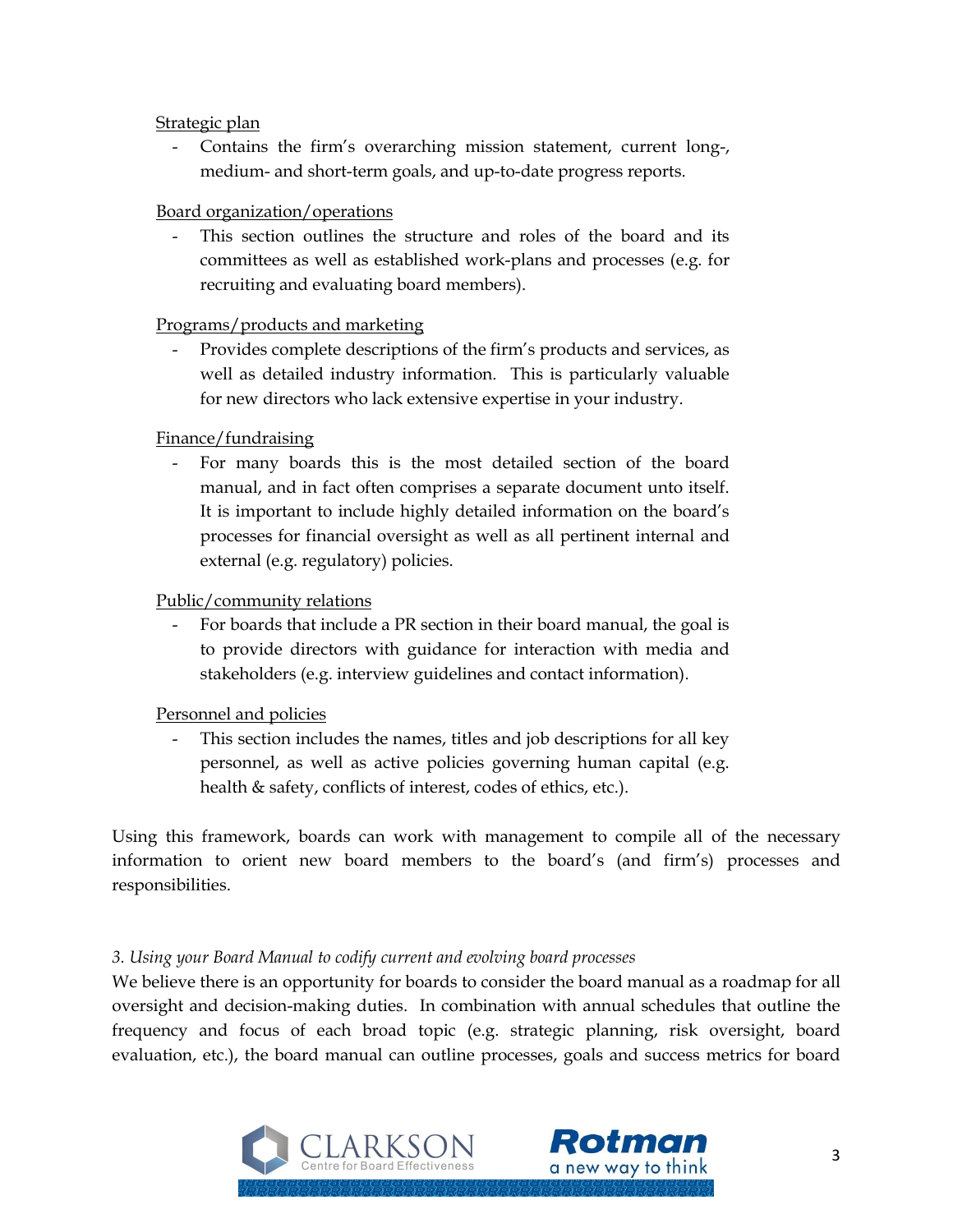<u>Strategic plan</u>

- Contains the firm's overarching mission statement, current long-, medium- and short-term goals, and up-to-date progress reports.

<u>Board organization/operations</u>

- This section outlines the structure and roles of the board and its committees as well as established work-plans and processes (e.g. for recruiting and evaluating board members).

<u>Programs/products and marketing</u>

- Provides complete descriptions of the firm's products and services, as well as detailed industry information. This is particularly valuable for new directors who lack extensive expertise in your industry.

<u>Finance/fundraising</u>

- For many boards this is the most detailed section of the board manual, and in fact often comprises a separate document unto itself. It is important to include highly detailed information on the board's processes for financial oversight as well as all pertinent internal and external (e.g. regulatory) policies.

<u>Public/community relations</u>

- For boards that include a PR section in their board manual, the goal is to provide directors with guidance for interaction with media and stakeholders (e.g. interview guidelines and contact information).

<u>Personnel and policies</u>

- This section includes the names, titles and job descriptions for all key personnel, as well as active policies governing human capital (e.g. health & safety, conflicts of interest, codes of ethics, etc.).

Using this framework, boards can work with management to compile all of the necessary information to orient new board members to the board's (and firm's) processes and responsibilities.

*3. Using your Board Manual to codify current and evolving board processes*

We believe there is an opportunity for boards to consider the board manual as a roadmap for all oversight and decision-making duties. In combination with annual schedules that outline the frequency and focus of each broad topic (e.g. strategic planning, risk oversight, board evaluation, etc.), the board manual can outline processes, goals and success metrics for board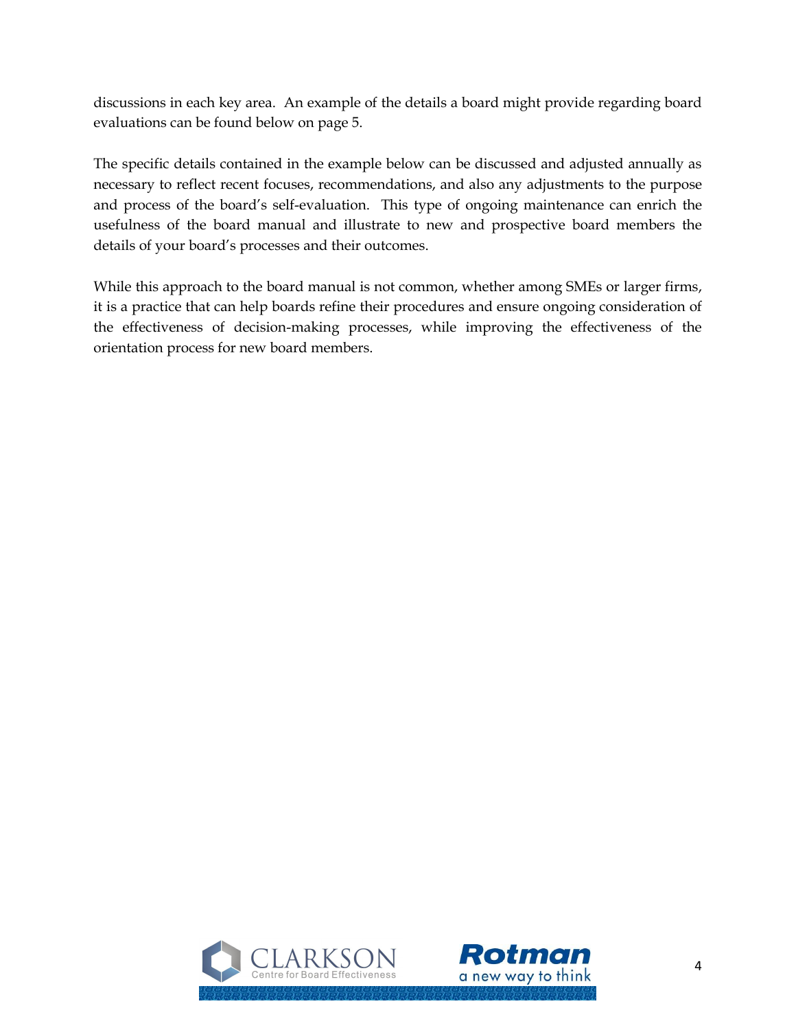discussions in each key area. An example of the details a board might provide regarding board evaluations can be found below on page 5.

The specific details contained in the example below can be discussed and adjusted annually as necessary to reflect recent focuses, recommendations, and also any adjustments to the purpose and process of the board's self-evaluation. This type of ongoing maintenance can enrich the usefulness of the board manual and illustrate to new and prospective board members the details of your board's processes and their outcomes.

While this approach to the board manual is not common, whether among SMEs or larger firms, it is a practice that can help boards refine their procedures and ensure ongoing consideration of the effectiveness of decision-making processes, while improving the effectiveness of the orientation process for new board members.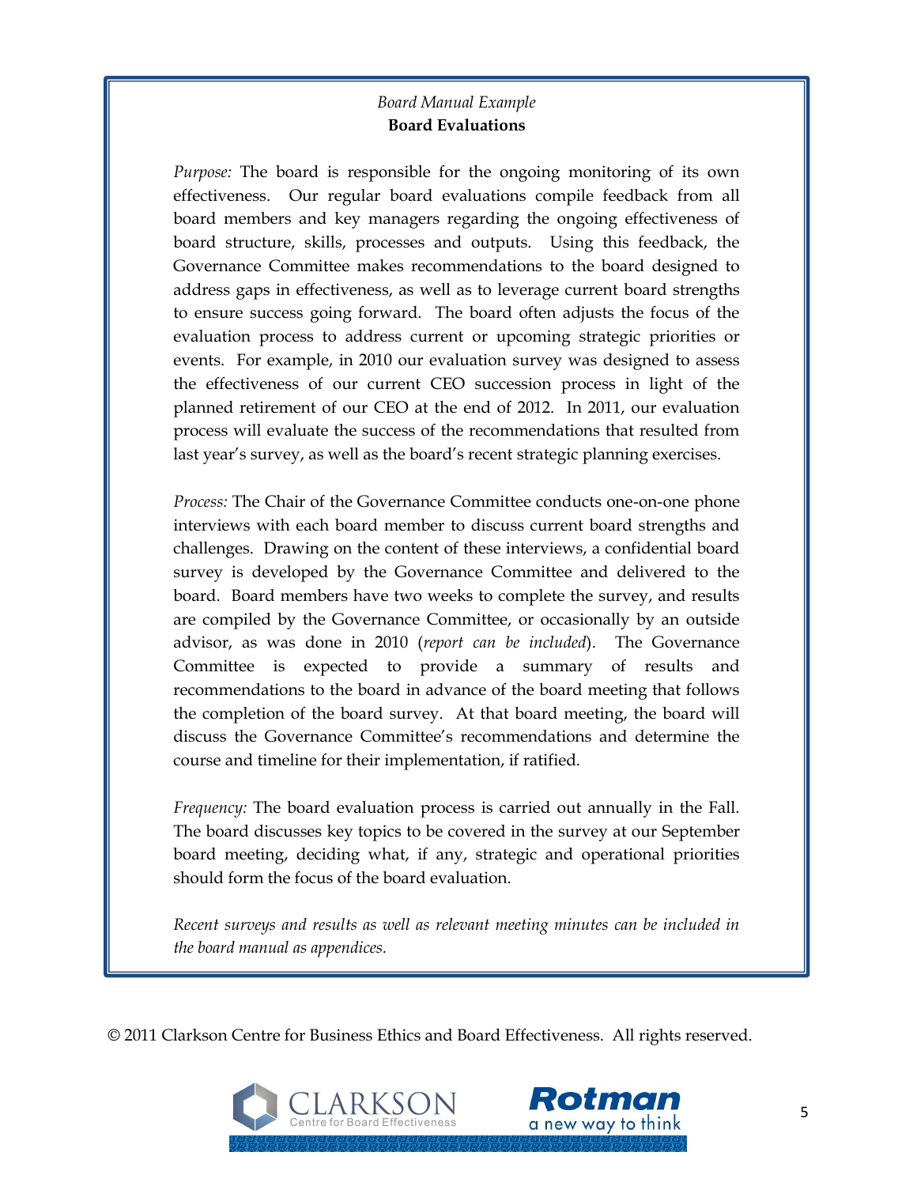*Board Manual Example*

**Board Evaluations**

*Purpose:* The board is responsible for the ongoing monitoring of its own effectiveness. Our regular board evaluations compile feedback from all board members and key managers regarding the ongoing effectiveness of board structure, skills, processes and outputs. Using this feedback, the Governance Committee makes recommendations to the board designed to address gaps in effectiveness, as well as to leverage current board strengths to ensure success going forward. The board often adjusts the focus of the evaluation process to address current or upcoming strategic priorities or events. For example, in 2010 our evaluation survey was designed to assess the effectiveness of our current CEO succession process in light of the planned retirement of our CEO at the end of 2012. In 2011, our evaluation process will evaluate the success of the recommendations that resulted from last year's survey, as well as the board's recent strategic planning exercises.

*Process:* The Chair of the Governance Committee conducts one-on-one phone interviews with each board member to discuss current board strengths and challenges. Drawing on the content of these interviews, a confidential board survey is developed by the Governance Committee and delivered to the board. Board members have two weeks to complete the survey, and results are compiled by the Governance Committee, or occasionally by an outside advisor, as was done in 2010 (*report can be included*). The Governance Committee is expected to provide a summary of results and recommendations to the board in advance of the board meeting that follows the completion of the board survey. At that board meeting, the board will discuss the Governance Committee's recommendations and determine the course and timeline for their implementation, if ratified.

*Frequency:* The board evaluation process is carried out annually in the Fall. The board discusses key topics to be covered in the survey at our September board meeting, deciding what, if any, strategic and operational priorities should form the focus of the board evaluation.

*Recent surveys and results as well as relevant meeting minutes can be included in the board manual as appendices.*

© 2011 Clarkson Centre for Business Ethics and Board Effectiveness. All rights reserved.

CLARKSON Centre for Board Effectiveness

Rotman a new way to think